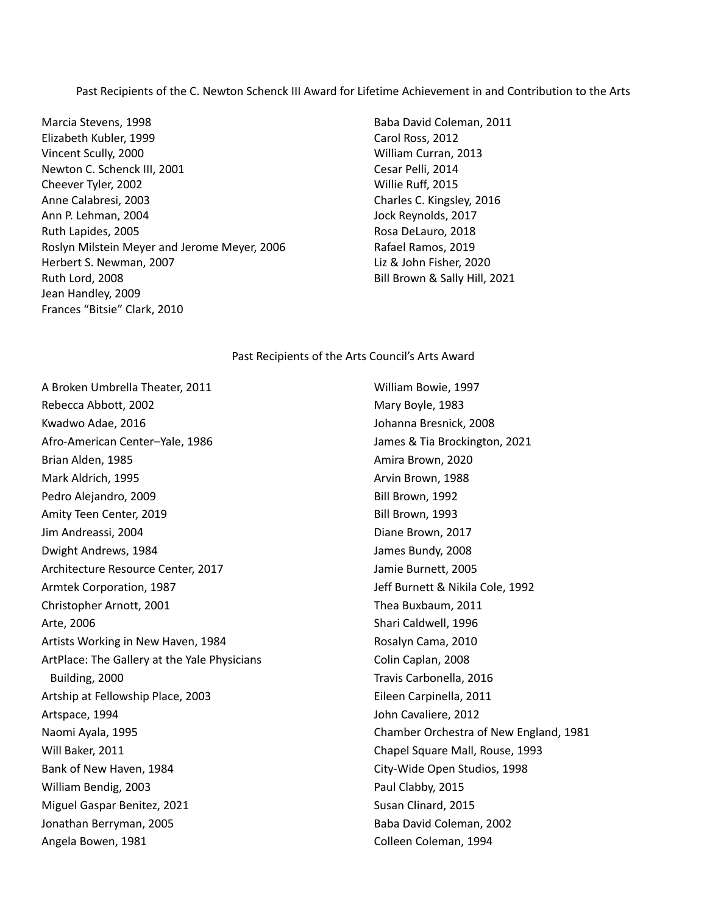## Past Recipients of the C. Newton Schenck III Award for Lifetime Achievement in and Contribution to the Arts

Marcia Stevens, 1998
Elizabeth Kubler, 1999
Vincent Scully, 2000
Newton C. Schenck III, 2001
Cheever Tyler, 2002
Anne Calabresi, 2003
Ann P. Lehman, 2004
Ruth Lapides, 2005
Roslyn Milstein Meyer and Jerome Meyer, 2006
Herbert S. Newman, 2007
Ruth Lord, 2008
Jean Handley, 2009
Frances "Bitsie" Clark, 2010
Baba David Coleman, 2011
Carol Ross, 2012
William Curran, 2013
Cesar Pelli, 2014
Willie Ruff, 2015
Charles C. Kingsley, 2016
Jock Reynolds, 2017
Rosa DeLauro, 2018
Rafael Ramos, 2019
Liz & John Fisher, 2020
Bill Brown & Sally Hill, 2021

## Past Recipients of the Arts Council's Arts Award

A Broken Umbrella Theater, 2011
Rebecca Abbott, 2002
Kwadwo Adae, 2016
Afro-American Center–Yale, 1986
Brian Alden, 1985
Mark Aldrich, 1995
Pedro Alejandro, 2009
Amity Teen Center, 2019
Jim Andreassi, 2004
Dwight Andrews, 1984
Architecture Resource Center, 2017
Armtek Corporation, 1987
Christopher Arnott, 2001
Arte, 2006
Artists Working in New Haven, 1984
ArtPlace: The Gallery at the Yale Physicians Building, 2000
Artship at Fellowship Place, 2003
Artspace, 1994
Naomi Ayala, 1995
Will Baker, 2011
Bank of New Haven, 1984
William Bendig, 2003
Miguel Gaspar Benitez, 2021
Jonathan Berryman, 2005
Angela Bowen, 1981
William Bowie, 1997
Mary Boyle, 1983
Johanna Bresnick, 2008
James & Tia Brockington, 2021
Amira Brown, 2020
Arvin Brown, 1988
Bill Brown, 1992
Bill Brown, 1993
Diane Brown, 2017
James Bundy, 2008
Jamie Burnett, 2005
Jeff Burnett & Nikila Cole, 1992
Thea Buxbaum, 2011
Shari Caldwell, 1996
Rosalyn Cama, 2010
Colin Caplan, 2008
Travis Carbonella, 2016
Eileen Carpinella, 2011
John Cavaliere, 2012
Chamber Orchestra of New England, 1981
Chapel Square Mall, Rouse, 1993
City-Wide Open Studios, 1998
Paul Clabby, 2015
Susan Clinard, 2015
Baba David Coleman, 2002
Colleen Coleman, 1994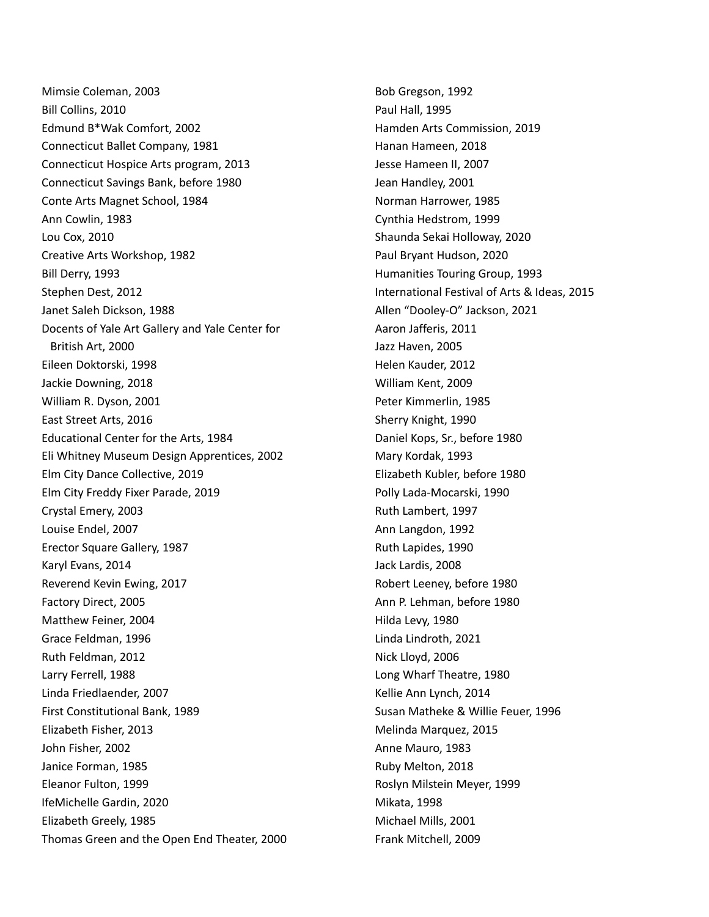Mimsie Coleman, 2003
Bill Collins, 2010
Edmund B*Wak Comfort, 2002
Connecticut Ballet Company, 1981
Connecticut Hospice Arts program, 2013
Connecticut Savings Bank, before 1980
Conte Arts Magnet School, 1984
Ann Cowlin, 1983
Lou Cox, 2010
Creative Arts Workshop, 1982
Bill Derry, 1993
Stephen Dest, 2012
Janet Saleh Dickson, 1988
Docents of Yale Art Gallery and Yale Center for British Art, 2000
Eileen Doktorski, 1998
Jackie Downing, 2018
William R. Dyson, 2001
East Street Arts, 2016
Educational Center for the Arts, 1984
Eli Whitney Museum Design Apprentices, 2002
Elm City Dance Collective, 2019
Elm City Freddy Fixer Parade, 2019
Crystal Emery, 2003
Louise Endel, 2007
Erector Square Gallery, 1987
Karyl Evans, 2014
Reverend Kevin Ewing, 2017
Factory Direct, 2005
Matthew Feiner, 2004
Grace Feldman, 1996
Ruth Feldman, 2012
Larry Ferrell, 1988
Linda Friedlaender, 2007
First Constitutional Bank, 1989
Elizabeth Fisher, 2013
John Fisher, 2002
Janice Forman, 1985
Eleanor Fulton, 1999
IfeMichelle Gardin, 2020
Elizabeth Greely, 1985
Thomas Green and the Open End Theater, 2000
Bob Gregson, 1992
Paul Hall, 1995
Hamden Arts Commission, 2019
Hanan Hameen, 2018
Jesse Hameen II, 2007
Jean Handley, 2001
Norman Harrower, 1985
Cynthia Hedstrom, 1999
Shaunda Sekai Holloway, 2020
Paul Bryant Hudson, 2020
Humanities Touring Group, 1993
International Festival of Arts & Ideas, 2015
Allen "Dooley-O" Jackson, 2021
Aaron Jafferis, 2011
Jazz Haven, 2005
Helen Kauder, 2012
William Kent, 2009
Peter Kimmerlin, 1985
Sherry Knight, 1990
Daniel Kops, Sr., before 1980
Mary Kordak, 1993
Elizabeth Kubler, before 1980
Polly Lada-Mocarski, 1990
Ruth Lambert, 1997
Ann Langdon, 1992
Ruth Lapides, 1990
Jack Lardis, 2008
Robert Leeney, before 1980
Ann P. Lehman, before 1980
Hilda Levy, 1980
Linda Lindroth, 2021
Nick Lloyd, 2006
Long Wharf Theatre, 1980
Kellie Ann Lynch, 2014
Susan Matheke & Willie Feuer, 1996
Melinda Marquez, 2015
Anne Mauro, 1983
Ruby Melton, 2018
Roslyn Milstein Meyer, 1999
Mikata, 1998
Michael Mills, 2001
Frank Mitchell, 2009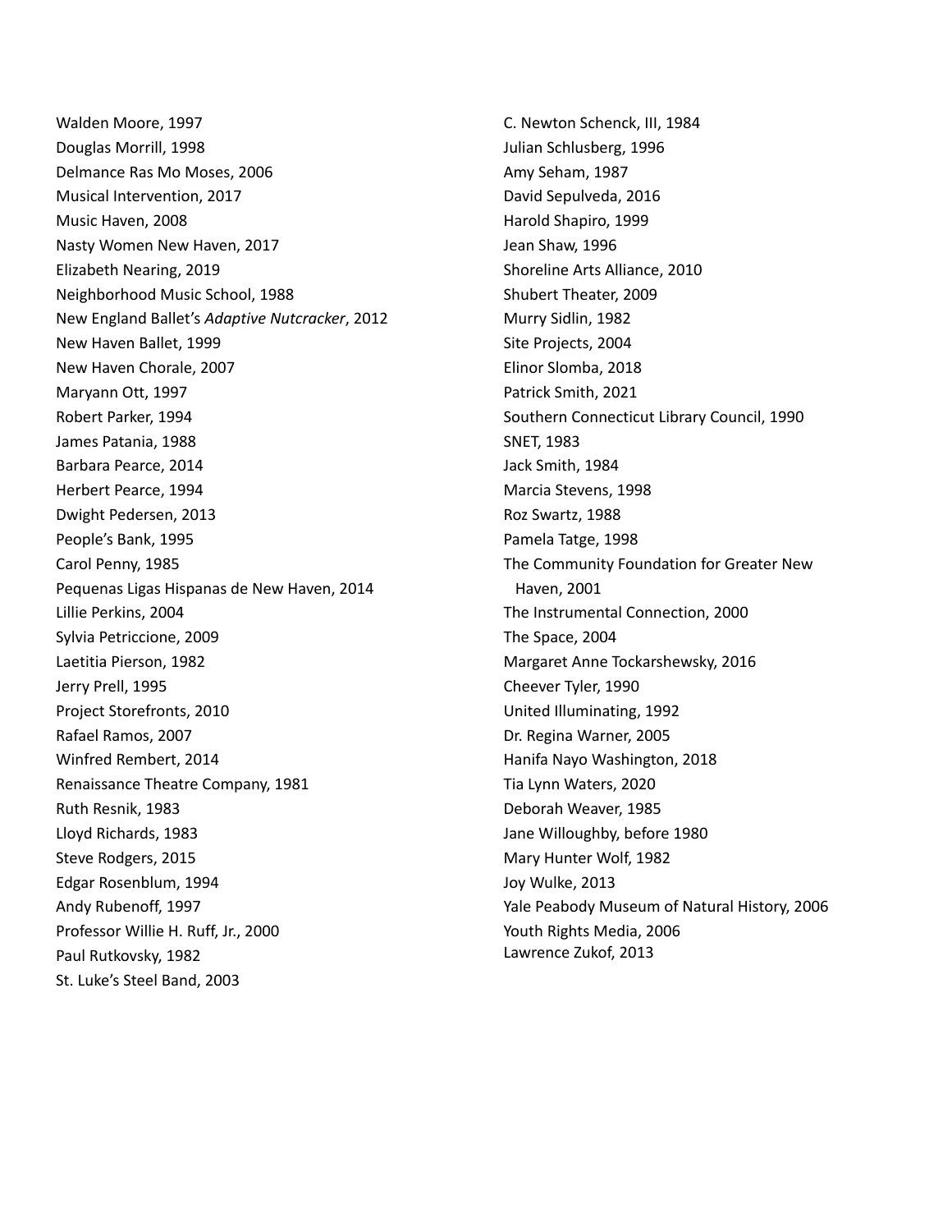Walden Moore, 1997
Douglas Morrill, 1998
Delmance Ras Mo Moses, 2006
Musical Intervention, 2017
Music Haven, 2008
Nasty Women New Haven, 2017
Elizabeth Nearing, 2019
Neighborhood Music School, 1988
New England Ballet's *Adaptive Nutcracker*, 2012
New Haven Ballet, 1999
New Haven Chorale, 2007
Maryann Ott, 1997
Robert Parker, 1994
James Patania, 1988
Barbara Pearce, 2014
Herbert Pearce, 1994
Dwight Pedersen, 2013
People's Bank, 1995
Carol Penny, 1985
Pequenas Ligas Hispanas de New Haven, 2014
Lillie Perkins, 2004
Sylvia Petriccione, 2009
Laetitia Pierson, 1982
Jerry Prell, 1995
Project Storefronts, 2010
Rafael Ramos, 2007
Winfred Rembert, 2014
Renaissance Theatre Company, 1981
Ruth Resnik, 1983
Lloyd Richards, 1983
Steve Rodgers, 2015
Edgar Rosenblum, 1994
Andy Rubenoff, 1997
Professor Willie H. Ruff, Jr., 2000
Paul Rutkovsky, 1982
St. Luke's Steel Band, 2003
C. Newton Schenck, III, 1984
Julian Schlusberg, 1996
Amy Seham, 1987
David Sepulveda, 2016
Harold Shapiro, 1999
Jean Shaw, 1996
Shoreline Arts Alliance, 2010
Shubert Theater, 2009
Murry Sidlin, 1982
Site Projects, 2004
Elinor Slomba, 2018
Patrick Smith, 2021
Southern Connecticut Library Council, 1990
SNET, 1983
Jack Smith, 1984
Marcia Stevens, 1998
Roz Swartz, 1988
Pamela Tatge, 1998
The Community Foundation for Greater New Haven, 2001
The Instrumental Connection, 2000
The Space, 2004
Margaret Anne Tockarshewsky, 2016
Cheever Tyler, 1990
United Illuminating, 1992
Dr. Regina Warner, 2005
Hanifa Nayo Washington, 2018
Tia Lynn Waters, 2020
Deborah Weaver, 1985
Jane Willoughby, before 1980
Mary Hunter Wolf, 1982
Joy Wulke, 2013
Yale Peabody Museum of Natural History, 2006
Youth Rights Media, 2006
Lawrence Zukof, 2013